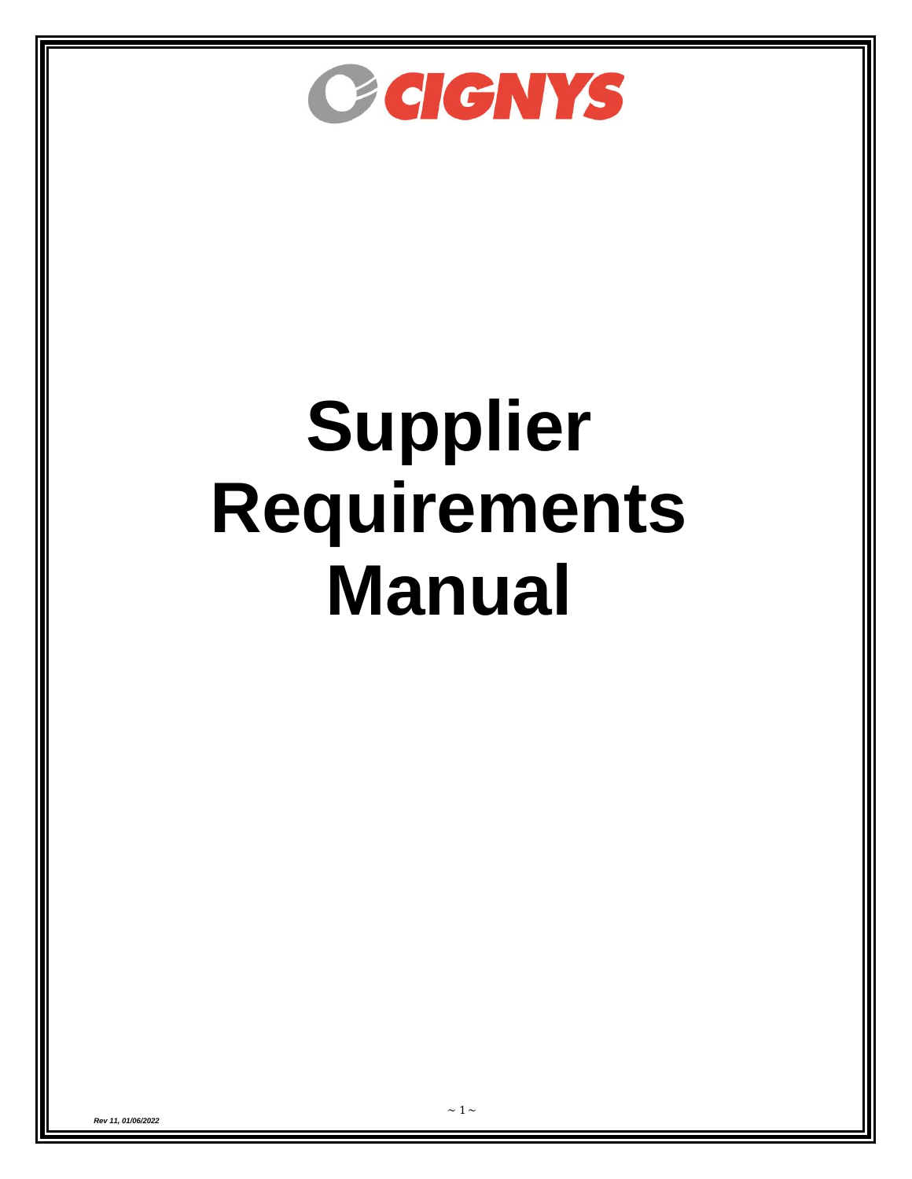CIGNYS

# Supplier Requirements Manual

*Rev 11, 01/06/2022*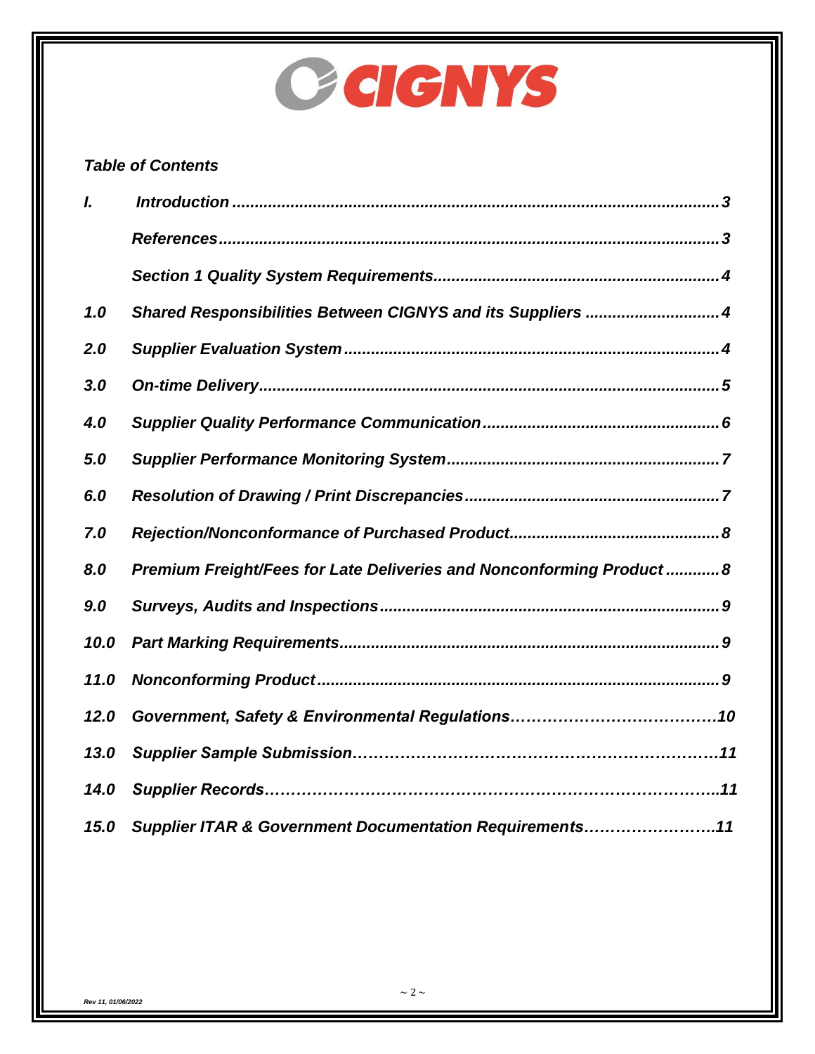CIGNYS

*Table of Contents*

| | | |
|---|---|---|
| ***I.*** | ***Introduction*** | ***3*** |
| | ***References*** | ***3*** |
| | ***Section 1 Quality System Requirements*** | ***4*** |
| ***1.0*** | ***Shared Responsibilities Between CIGNYS and its Suppliers*** | ***4*** |
| ***2.0*** | ***Supplier Evaluation System*** | ***4*** |
| ***3.0*** | ***On-time Delivery*** | ***5*** |
| ***4.0*** | ***Supplier Quality Performance Communication*** | ***6*** |
| ***5.0*** | ***Supplier Performance Monitoring System*** | ***7*** |
| ***6.0*** | ***Resolution of Drawing / Print Discrepancies*** | ***7*** |
| ***7.0*** | ***Rejection/Nonconformance of Purchased Product*** | ***8*** |
| ***8.0*** | ***Premium Freight/Fees for Late Deliveries and Nonconforming Product*** | ***8*** |
| ***9.0*** | ***Surveys, Audits and Inspections*** | ***9*** |
| ***10.0*** | ***Part Marking Requirements*** | ***9*** |
| ***11.0*** | ***Nonconforming Product*** | ***9*** |
| ***12.0*** | ***Government, Safety & Environmental Regulations*** | ***10*** |
| ***13.0*** | ***Supplier Sample Submission*** | ***11*** |
| ***14.0*** | ***Supplier Records*** | ***11*** |
| ***15.0*** | ***Supplier ITAR & Government Documentation Requirements*** | ***11*** |

*Rev 11, 01/06/2022*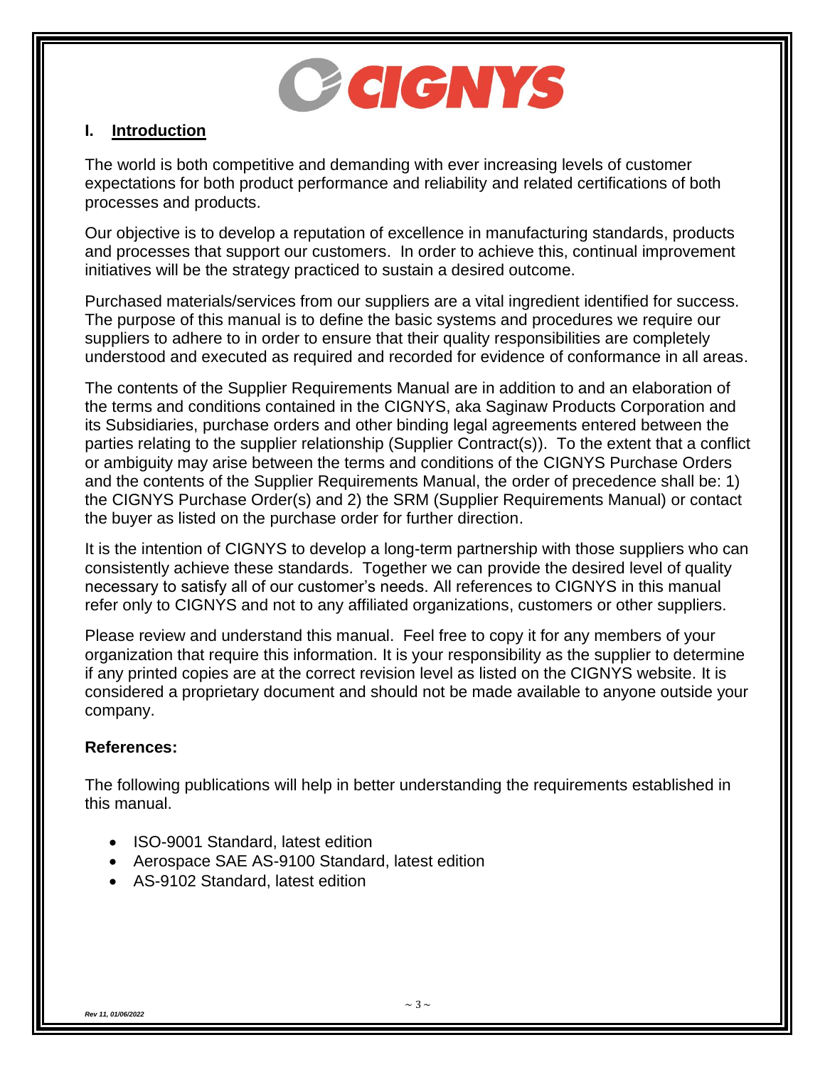## I. Introduction

The world is both competitive and demanding with ever increasing levels of customer expectations for both product performance and reliability and related certifications of both processes and products.

Our objective is to develop a reputation of excellence in manufacturing standards, products and processes that support our customers. In order to achieve this, continual improvement initiatives will be the strategy practiced to sustain a desired outcome.

Purchased materials/services from our suppliers are a vital ingredient identified for success. The purpose of this manual is to define the basic systems and procedures we require our suppliers to adhere to in order to ensure that their quality responsibilities are completely understood and executed as required and recorded for evidence of conformance in all areas.

The contents of the Supplier Requirements Manual are in addition to and an elaboration of the terms and conditions contained in the CIGNYS, aka Saginaw Products Corporation and its Subsidiaries, purchase orders and other binding legal agreements entered between the parties relating to the supplier relationship (Supplier Contract(s)). To the extent that a conflict or ambiguity may arise between the terms and conditions of the CIGNYS Purchase Orders and the contents of the Supplier Requirements Manual, the order of precedence shall be: 1) the CIGNYS Purchase Order(s) and 2) the SRM (Supplier Requirements Manual) or contact the buyer as listed on the purchase order for further direction.

It is the intention of CIGNYS to develop a long-term partnership with those suppliers who can consistently achieve these standards. Together we can provide the desired level of quality necessary to satisfy all of our customer's needs. All references to CIGNYS in this manual refer only to CIGNYS and not to any affiliated organizations, customers or other suppliers.

Please review and understand this manual. Feel free to copy it for any members of your organization that require this information. It is your responsibility as the supplier to determine if any printed copies are at the correct revision level as listed on the CIGNYS website. It is considered a proprietary document and should not be made available to anyone outside your company.

**References:**

The following publications will help in better understanding the requirements established in this manual.

- ISO-9001 Standard, latest edition
- Aerospace SAE AS-9100 Standard, latest edition
- AS-9102 Standard, latest edition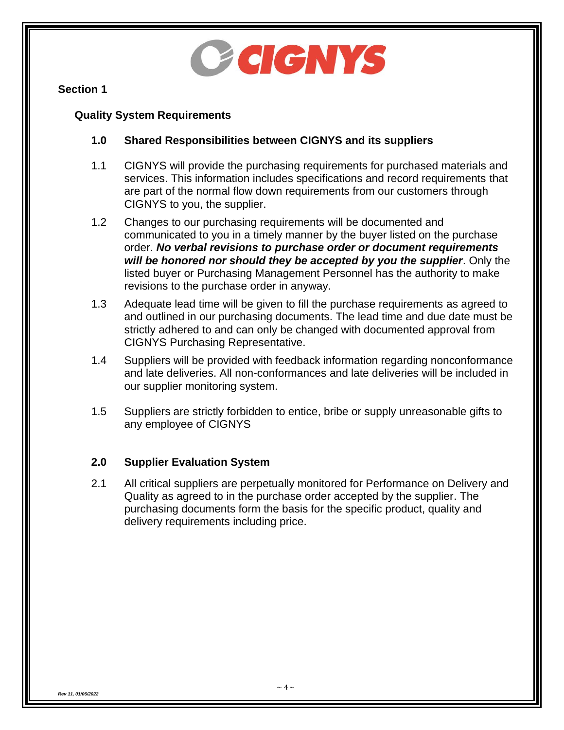## Section 1

### Quality System Requirements

#### 1.0 Shared Responsibilities between CIGNYS and its suppliers

1.1 CIGNYS will provide the purchasing requirements for purchased materials and services. This information includes specifications and record requirements that are part of the normal flow down requirements from our customers through CIGNYS to you, the supplier.

1.2 Changes to our purchasing requirements will be documented and communicated to you in a timely manner by the buyer listed on the purchase order. ***No verbal revisions to purchase order or document requirements will be honored nor should they be accepted by you the supplier***. Only the listed buyer or Purchasing Management Personnel has the authority to make revisions to the purchase order in anyway.

1.3 Adequate lead time will be given to fill the purchase requirements as agreed to and outlined in our purchasing documents. The lead time and due date must be strictly adhered to and can only be changed with documented approval from CIGNYS Purchasing Representative.

1.4 Suppliers will be provided with feedback information regarding nonconformance and late deliveries. All non-conformances and late deliveries will be included in our supplier monitoring system.

1.5 Suppliers are strictly forbidden to entice, bribe or supply unreasonable gifts to any employee of CIGNYS

#### 2.0 Supplier Evaluation System

2.1 All critical suppliers are perpetually monitored for Performance on Delivery and Quality as agreed to in the purchase order accepted by the supplier. The purchasing documents form the basis for the specific product, quality and delivery requirements including price.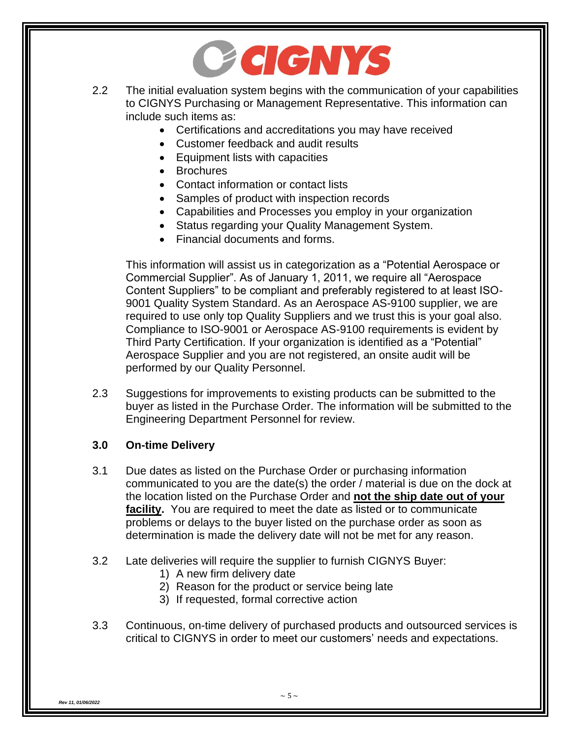2.2 The initial evaluation system begins with the communication of your capabilities to CIGNYS Purchasing or Management Representative. This information can include such items as:

- Certifications and accreditations you may have received
- Customer feedback and audit results
- Equipment lists with capacities
- Brochures
- Contact information or contact lists
- Samples of product with inspection records
- Capabilities and Processes you employ in your organization
- Status regarding your Quality Management System.
- Financial documents and forms.

This information will assist us in categorization as a "Potential Aerospace or Commercial Supplier". As of January 1, 2011, we require all "Aerospace Content Suppliers" to be compliant and preferably registered to at least ISO-9001 Quality System Standard. As an Aerospace AS-9100 supplier, we are required to use only top Quality Suppliers and we trust this is your goal also. Compliance to ISO-9001 or Aerospace AS-9100 requirements is evident by Third Party Certification. If your organization is identified as a "Potential" Aerospace Supplier and you are not registered, an onsite audit will be performed by our Quality Personnel.

2.3 Suggestions for improvements to existing products can be submitted to the buyer as listed in the Purchase Order. The information will be submitted to the Engineering Department Personnel for review.

## 3.0 On-time Delivery

3.1 Due dates as listed on the Purchase Order or purchasing information communicated to you are the date(s) the order / material is due on the dock at the location listed on the Purchase Order and **not the ship date out of your facility.** You are required to meet the date as listed or to communicate problems or delays to the buyer listed on the purchase order as soon as determination is made the delivery date will not be met for any reason.

3.2 Late deliveries will require the supplier to furnish CIGNYS Buyer:

1) A new firm delivery date
2) Reason for the product or service being late
3) If requested, formal corrective action

3.3 Continuous, on-time delivery of purchased products and outsourced services is critical to CIGNYS in order to meet our customers' needs and expectations.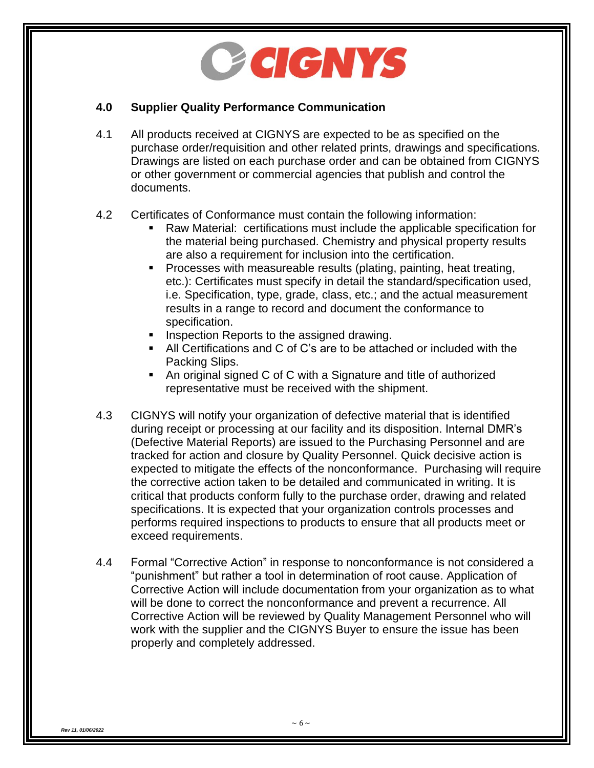## 4.0 Supplier Quality Performance Communication

4.1 All products received at CIGNYS are expected to be as specified on the purchase order/requisition and other related prints, drawings and specifications. Drawings are listed on each purchase order and can be obtained from CIGNYS or other government or commercial agencies that publish and control the documents.

4.2 Certificates of Conformance must contain the following information:

- Raw Material: certifications must include the applicable specification for the material being purchased. Chemistry and physical property results are also a requirement for inclusion into the certification.
- Processes with measureable results (plating, painting, heat treating, etc.): Certificates must specify in detail the standard/specification used, i.e. Specification, type, grade, class, etc.; and the actual measurement results in a range to record and document the conformance to specification.
- Inspection Reports to the assigned drawing.
- All Certifications and C of C's are to be attached or included with the Packing Slips.
- An original signed C of C with a Signature and title of authorized representative must be received with the shipment.

4.3 CIGNYS will notify your organization of defective material that is identified during receipt or processing at our facility and its disposition. Internal DMR's (Defective Material Reports) are issued to the Purchasing Personnel and are tracked for action and closure by Quality Personnel. Quick decisive action is expected to mitigate the effects of the nonconformance. Purchasing will require the corrective action taken to be detailed and communicated in writing. It is critical that products conform fully to the purchase order, drawing and related specifications. It is expected that your organization controls processes and performs required inspections to products to ensure that all products meet or exceed requirements.

4.4 Formal "Corrective Action" in response to nonconformance is not considered a "punishment" but rather a tool in determination of root cause. Application of Corrective Action will include documentation from your organization as to what will be done to correct the nonconformance and prevent a recurrence. All Corrective Action will be reviewed by Quality Management Personnel who will work with the supplier and the CIGNYS Buyer to ensure the issue has been properly and completely addressed.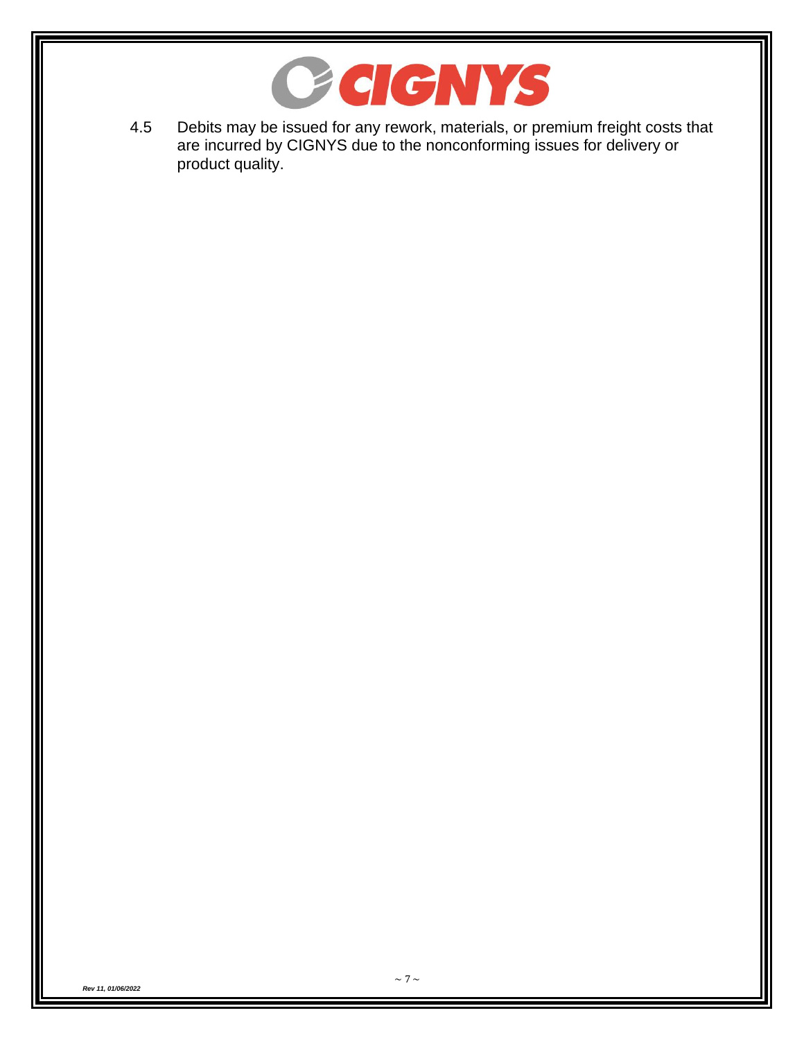4.5 Debits may be issued for any rework, materials, or premium freight costs that are incurred by CIGNYS due to the nonconforming issues for delivery or product quality.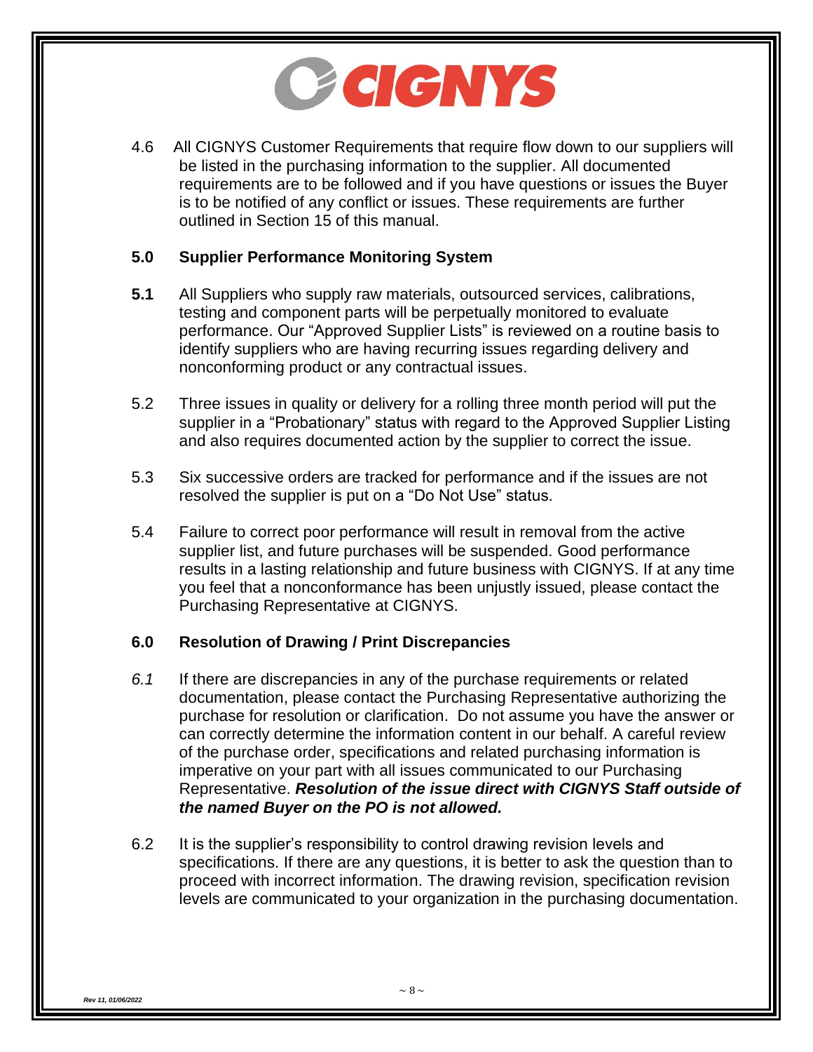4.6 All CIGNYS Customer Requirements that require flow down to our suppliers will be listed in the purchasing information to the supplier. All documented requirements are to be followed and if you have questions or issues the Buyer is to be notified of any conflict or issues. These requirements are further outlined in Section 15 of this manual.

## 5.0 Supplier Performance Monitoring System

**5.1** All Suppliers who supply raw materials, outsourced services, calibrations, testing and component parts will be perpetually monitored to evaluate performance. Our "Approved Supplier Lists" is reviewed on a routine basis to identify suppliers who are having recurring issues regarding delivery and nonconforming product or any contractual issues.

5.2 Three issues in quality or delivery for a rolling three month period will put the supplier in a "Probationary" status with regard to the Approved Supplier Listing and also requires documented action by the supplier to correct the issue.

5.3 Six successive orders are tracked for performance and if the issues are not resolved the supplier is put on a "Do Not Use" status.

5.4 Failure to correct poor performance will result in removal from the active supplier list, and future purchases will be suspended. Good performance results in a lasting relationship and future business with CIGNYS. If at any time you feel that a nonconformance has been unjustly issued, please contact the Purchasing Representative at CIGNYS.

## 6.0 Resolution of Drawing / Print Discrepancies

*6.1* If there are discrepancies in any of the purchase requirements or related documentation, please contact the Purchasing Representative authorizing the purchase for resolution or clarification. Do not assume you have the answer or can correctly determine the information content in our behalf. A careful review of the purchase order, specifications and related purchasing information is imperative on your part with all issues communicated to our Purchasing Representative. ***Resolution of the issue direct with CIGNYS Staff outside of the named Buyer on the PO is not allowed.***

6.2 It is the supplier's responsibility to control drawing revision levels and specifications. If there are any questions, it is better to ask the question than to proceed with incorrect information. The drawing revision, specification revision levels are communicated to your organization in the purchasing documentation.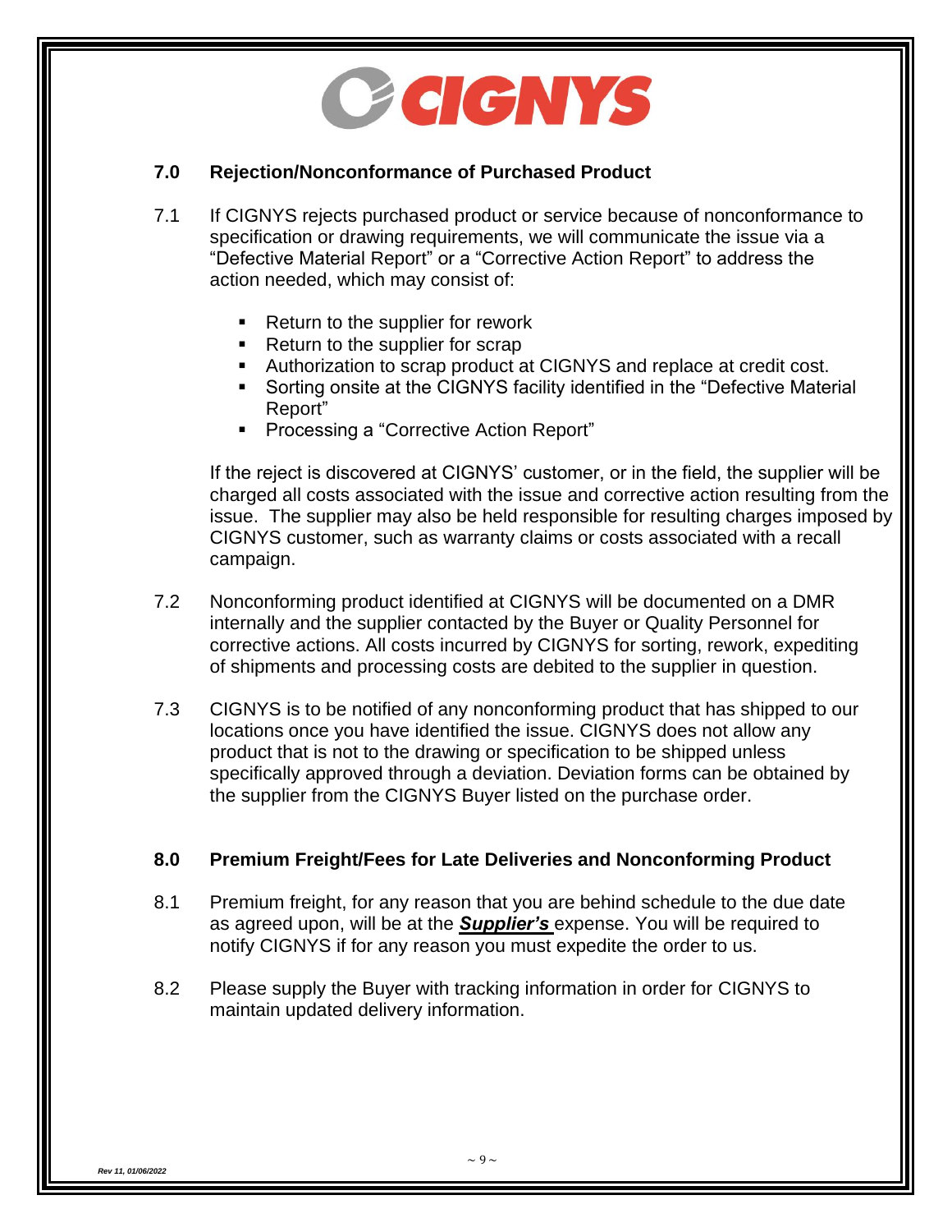## 7.0 Rejection/Nonconformance of Purchased Product

7.1 If CIGNYS rejects purchased product or service because of nonconformance to specification or drawing requirements, we will communicate the issue via a "Defective Material Report" or a "Corrective Action Report" to address the action needed, which may consist of:

- Return to the supplier for rework
- Return to the supplier for scrap
- Authorization to scrap product at CIGNYS and replace at credit cost.
- Sorting onsite at the CIGNYS facility identified in the "Defective Material Report"
- Processing a "Corrective Action Report"

If the reject is discovered at CIGNYS' customer, or in the field, the supplier will be charged all costs associated with the issue and corrective action resulting from the issue. The supplier may also be held responsible for resulting charges imposed by CIGNYS customer, such as warranty claims or costs associated with a recall campaign.

7.2 Nonconforming product identified at CIGNYS will be documented on a DMR internally and the supplier contacted by the Buyer or Quality Personnel for corrective actions. All costs incurred by CIGNYS for sorting, rework, expediting of shipments and processing costs are debited to the supplier in question.

7.3 CIGNYS is to be notified of any nonconforming product that has shipped to our locations once you have identified the issue. CIGNYS does not allow any product that is not to the drawing or specification to be shipped unless specifically approved through a deviation. Deviation forms can be obtained by the supplier from the CIGNYS Buyer listed on the purchase order.

## 8.0 Premium Freight/Fees for Late Deliveries and Nonconforming Product

8.1 Premium freight, for any reason that you are behind schedule to the due date as agreed upon, will be at the ***Supplier's*** expense. You will be required to notify CIGNYS if for any reason you must expedite the order to us.

8.2 Please supply the Buyer with tracking information in order for CIGNYS to maintain updated delivery information.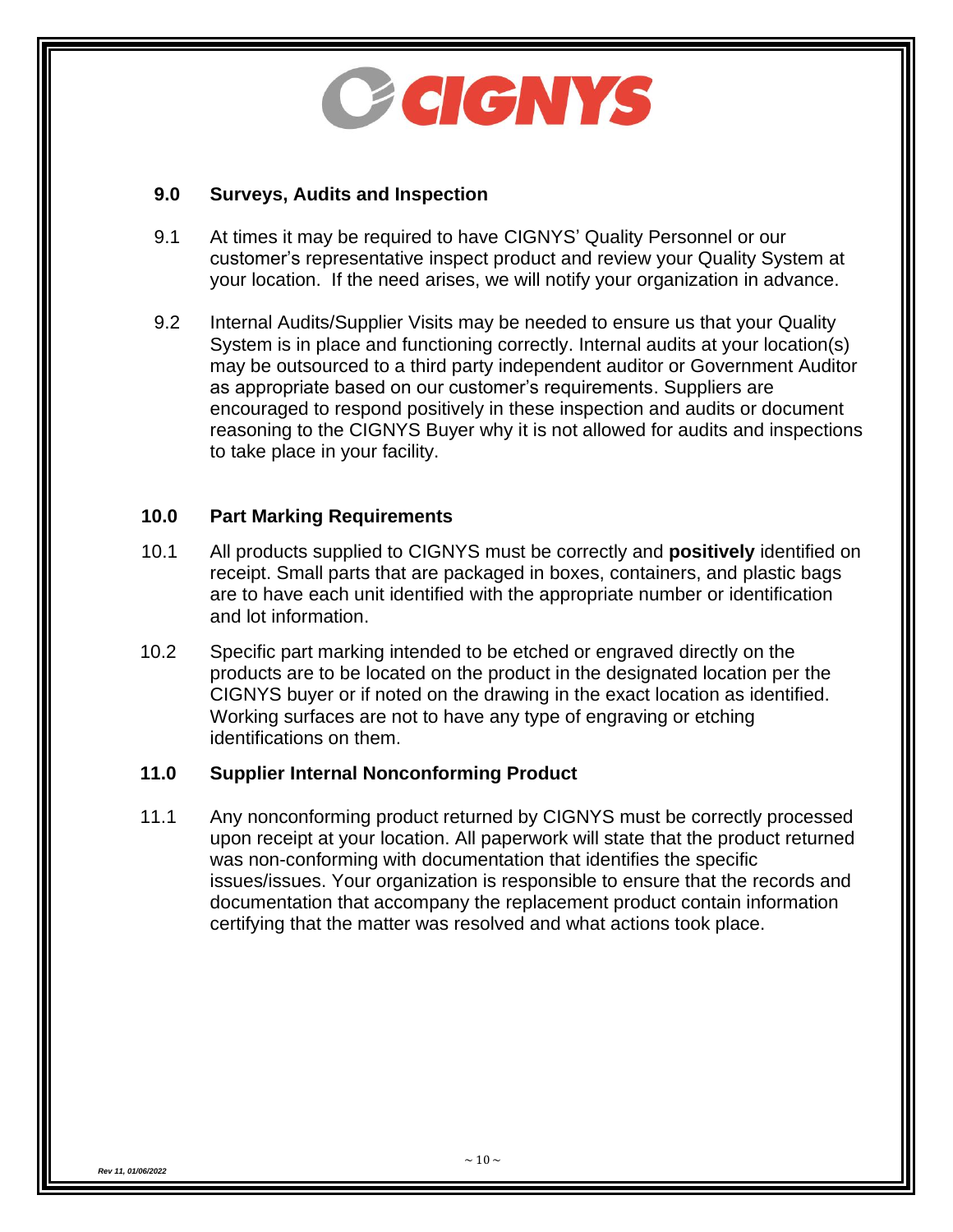## 9.0 Surveys, Audits and Inspection

9.1 At times it may be required to have CIGNYS' Quality Personnel or our customer's representative inspect product and review your Quality System at your location. If the need arises, we will notify your organization in advance.

9.2 Internal Audits/Supplier Visits may be needed to ensure us that your Quality System is in place and functioning correctly. Internal audits at your location(s) may be outsourced to a third party independent auditor or Government Auditor as appropriate based on our customer's requirements. Suppliers are encouraged to respond positively in these inspection and audits or document reasoning to the CIGNYS Buyer why it is not allowed for audits and inspections to take place in your facility.

## 10.0 Part Marking Requirements

10.1 All products supplied to CIGNYS must be correctly and **positively** identified on receipt. Small parts that are packaged in boxes, containers, and plastic bags are to have each unit identified with the appropriate number or identification and lot information.

10.2 Specific part marking intended to be etched or engraved directly on the products are to be located on the product in the designated location per the CIGNYS buyer or if noted on the drawing in the exact location as identified. Working surfaces are not to have any type of engraving or etching identifications on them.

## 11.0 Supplier Internal Nonconforming Product

11.1 Any nonconforming product returned by CIGNYS must be correctly processed upon receipt at your location. All paperwork will state that the product returned was non-conforming with documentation that identifies the specific issues/issues. Your organization is responsible to ensure that the records and documentation that accompany the replacement product contain information certifying that the matter was resolved and what actions took place.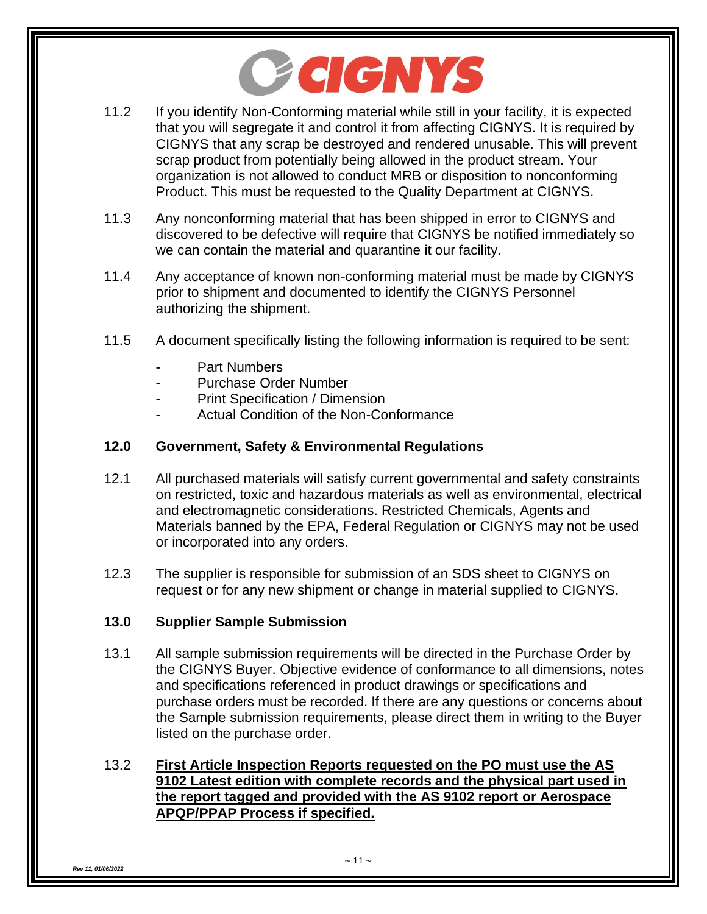11.2 If you identify Non-Conforming material while still in your facility, it is expected that you will segregate it and control it from affecting CIGNYS. It is required by CIGNYS that any scrap be destroyed and rendered unusable. This will prevent scrap product from potentially being allowed in the product stream. Your organization is not allowed to conduct MRB or disposition to nonconforming Product. This must be requested to the Quality Department at CIGNYS.

11.3 Any nonconforming material that has been shipped in error to CIGNYS and discovered to be defective will require that CIGNYS be notified immediately so we can contain the material and quarantine it our facility.

11.4 Any acceptance of known non-conforming material must be made by CIGNYS prior to shipment and documented to identify the CIGNYS Personnel authorizing the shipment.

11.5 A document specifically listing the following information is required to be sent:

- Part Numbers
- Purchase Order Number
- Print Specification / Dimension
- Actual Condition of the Non-Conformance

## 12.0 Government, Safety & Environmental Regulations

12.1 All purchased materials will satisfy current governmental and safety constraints on restricted, toxic and hazardous materials as well as environmental, electrical and electromagnetic considerations. Restricted Chemicals, Agents and Materials banned by the EPA, Federal Regulation or CIGNYS may not be used or incorporated into any orders.

12.3 The supplier is responsible for submission of an SDS sheet to CIGNYS on request or for any new shipment or change in material supplied to CIGNYS.

## 13.0 Supplier Sample Submission

13.1 All sample submission requirements will be directed in the Purchase Order by the CIGNYS Buyer. Objective evidence of conformance to all dimensions, notes and specifications referenced in product drawings or specifications and purchase orders must be recorded. If there are any questions or concerns about the Sample submission requirements, please direct them in writing to the Buyer listed on the purchase order.

13.2 **First Article Inspection Reports requested on the PO must use the AS 9102 Latest edition with complete records and the physical part used in the report tagged and provided with the AS 9102 report or Aerospace APQP/PPAP Process if specified.**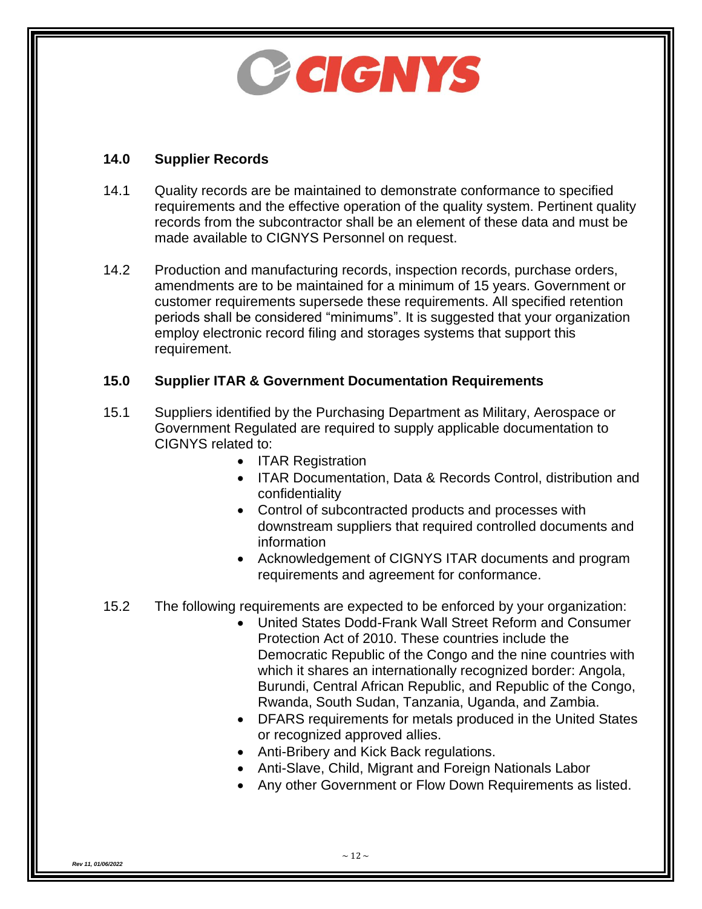## 14.0 Supplier Records

14.1 Quality records are be maintained to demonstrate conformance to specified requirements and the effective operation of the quality system. Pertinent quality records from the subcontractor shall be an element of these data and must be made available to CIGNYS Personnel on request.

14.2 Production and manufacturing records, inspection records, purchase orders, amendments are to be maintained for a minimum of 15 years. Government or customer requirements supersede these requirements. All specified retention periods shall be considered "minimums". It is suggested that your organization employ electronic record filing and storages systems that support this requirement.

## 15.0 Supplier ITAR & Government Documentation Requirements

15.1 Suppliers identified by the Purchasing Department as Military, Aerospace or Government Regulated are required to supply applicable documentation to CIGNYS related to:

- ITAR Registration
- ITAR Documentation, Data & Records Control, distribution and confidentiality
- Control of subcontracted products and processes with downstream suppliers that required controlled documents and information
- Acknowledgement of CIGNYS ITAR documents and program requirements and agreement for conformance.

15.2 The following requirements are expected to be enforced by your organization:

- United States Dodd-Frank Wall Street Reform and Consumer Protection Act of 2010. These countries include the Democratic Republic of the Congo and the nine countries with which it shares an internationally recognized border: Angola, Burundi, Central African Republic, and Republic of the Congo, Rwanda, South Sudan, Tanzania, Uganda, and Zambia.
- DFARS requirements for metals produced in the United States or recognized approved allies.
- Anti-Bribery and Kick Back regulations.
- Anti-Slave, Child, Migrant and Foreign Nationals Labor
- Any other Government or Flow Down Requirements as listed.